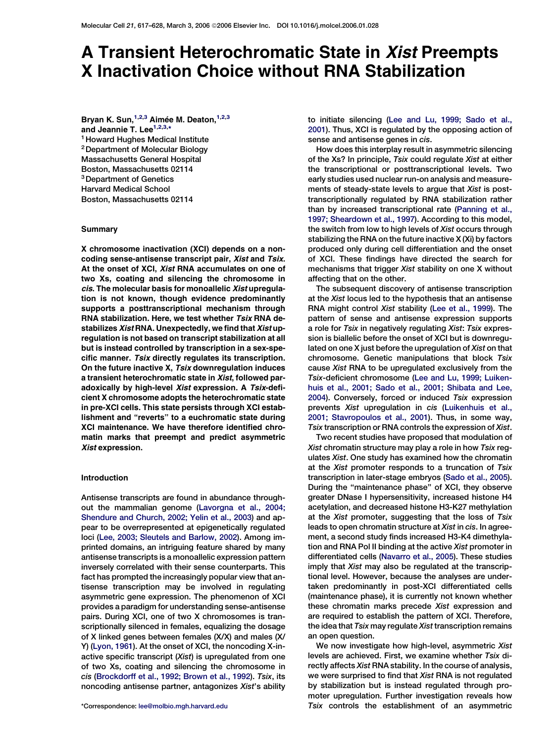# A Transient Heterochromatic State in *Xist* Preempts X Inactivation Choice without RNA Stabilization

**Bryan K. Sun,[1,2,3] Aimée M. Deaton,[1,2,3] and Jeannie T. Lee[1,2,3,*]**

[1] Howard Hughes Medical Institute
[2] Department of Molecular Biology
Massachusetts General Hospital
Boston, Massachusetts 02114
[3] Department of Genetics
Harvard Medical School
Boston, Massachusetts 02114

## Summary

**X chromosome inactivation (XCI) depends on a noncoding sense-antisense transcript pair, *Xist* and *Tsix*. At the onset of XCI, *Xist* RNA accumulates on one of two Xs, coating and silencing the chromosome in *cis*. The molecular basis for monoallelic *Xist* upregulation is not known, though evidence predominantly supports a posttranscriptional mechanism through RNA stabilization. Here, we test whether *Tsix* RNA destabilizes *Xist* RNA. Unexpectedly, we find that *Xist* upregulation is not based on transcript stabilization at all but is instead controlled by transcription in a sex-specific manner. *Tsix* directly regulates its transcription. On the future inactive X, *Tsix* downregulation induces a transient heterochromatic state in *Xist*, followed paradoxically by high-level *Xist* expression. A *Tsix*-deficient X chromosome adopts the heterochromatic state in pre-XCI cells. This state persists through XCI establishment and "reverts" to a euchromatic state during XCI maintenance. We have therefore identified chromatin marks that preempt and predict asymmetric *Xist* expression.**

## Introduction

Antisense transcripts are found in abundance throughout the mammalian genome (Lavorgna et al., 2004; Shendure and Church, 2002; Yelin et al., 2003) and appear to be overrepresented at epigenetically regulated loci (Lee, 2003; Sleutels and Barlow, 2002). Among imprinted domains, an intriguing feature shared by many antisense transcripts is a monoallelic expression pattern inversely correlated with their sense counterparts. This fact has prompted the increasingly popular view that antisense transcription may be involved in regulating asymmetric gene expression. The phenomenon of XCI provides a paradigm for understanding sense-antisense pairs. During XCI, one of two X chromosomes is transcriptionally silenced in females, equalizing the dosage of X linked genes between females (X/X) and males (X/Y) (Lyon, 1961). At the onset of XCI, the noncoding X-inactive specific transcript (*Xist*) is upregulated from one of two Xs, coating and silencing the chromosome in *cis* (Brockdorff et al., 1992; Brown et al., 1992). *Tsix*, its noncoding antisense partner, antagonizes *Xist*'s ability to initiate silencing (Lee and Lu, 1999; Sado et al., 2001). Thus, XCI is regulated by the opposing action of sense and antisense genes in *cis*.

How does this interplay result in asymmetric silencing of the Xs? In principle, *Tsix* could regulate *Xist* at either the transcriptional or posttranscriptional levels. Two early studies used nuclear run-on analysis and measurements of steady-state levels to argue that *Xist* is posttranscriptionally regulated by RNA stabilization rather than by increased transcriptional rate (Panning et al., 1997; Sheardown et al., 1997). According to this model, the switch from low to high levels of *Xist* occurs through stabilizing the RNA on the future inactive X (Xi) by factors produced only during cell differentiation and the onset of XCI. These findings have directed the search for mechanisms that trigger *Xist* stability on one X without affecting that on the other.

The subsequent discovery of antisense transcription at the *Xist* locus led to the hypothesis that an antisense RNA might control *Xist* stability (Lee et al., 1999). The pattern of sense and antisense expression supports a role for *Tsix* in negatively regulating *Xist*: *Tsix* expression is biallelic before the onset of XCI but is downregulated on one X just before the upregulation of *Xist* on that chromosome. Genetic manipulations that block *Tsix* cause *Xist* RNA to be upregulated exclusively from the *Tsix*-deficient chromosome (Lee and Lu, 1999; Luikenhuis et al., 2001; Sado et al., 2001; Shibata and Lee, 2004). Conversely, forced or induced *Tsix* expression prevents *Xist* upregulation in *cis* (Luikenhuis et al., 2001; Stavropoulos et al., 2001). Thus, in some way, *Tsix* transcription or RNA controls the expression of *Xist*.

Two recent studies have proposed that modulation of *Xist* chromatin structure may play a role in how *Tsix* regulates *Xist*. One study has examined how the chromatin at the *Xist* promoter responds to a truncation of *Tsix* transcription in later-stage embryos (Sado et al., 2005). During the "maintenance phase" of XCI, they observe greater DNase I hypersensitivity, increased histone H4 acetylation, and decreased histone H3-K27 methylation at the *Xist* promoter, suggesting that the loss of *Tsix* leads to open chromatin structure at *Xist* in *cis*. In agreement, a second study finds increased H3-K4 dimethylation and RNA Pol II binding at the active *Xist* promoter in differentiated cells (Navarro et al., 2005). These studies imply that *Xist* may also be regulated at the transcriptional level. However, because the analyses are undertaken predominantly in post-XCI differentiated cells (maintenance phase), it is currently not known whether these chromatin marks precede *Xist* expression and are required to establish the pattern of XCI. Therefore, the idea that *Tsix* may regulate *Xist* transcription remains an open question.

We now investigate how high-level, asymmetric *Xist* levels are achieved. First, we examine whether *Tsix* directly affects *Xist* RNA stability. In the course of analysis, we were surprised to find that *Xist* RNA is not regulated by stabilization but is instead regulated through promoter upregulation. Further investigation reveals how *Tsix* controls the establishment of an asymmetric

*Correspondence: lee@molbio.mgh.harvard.edu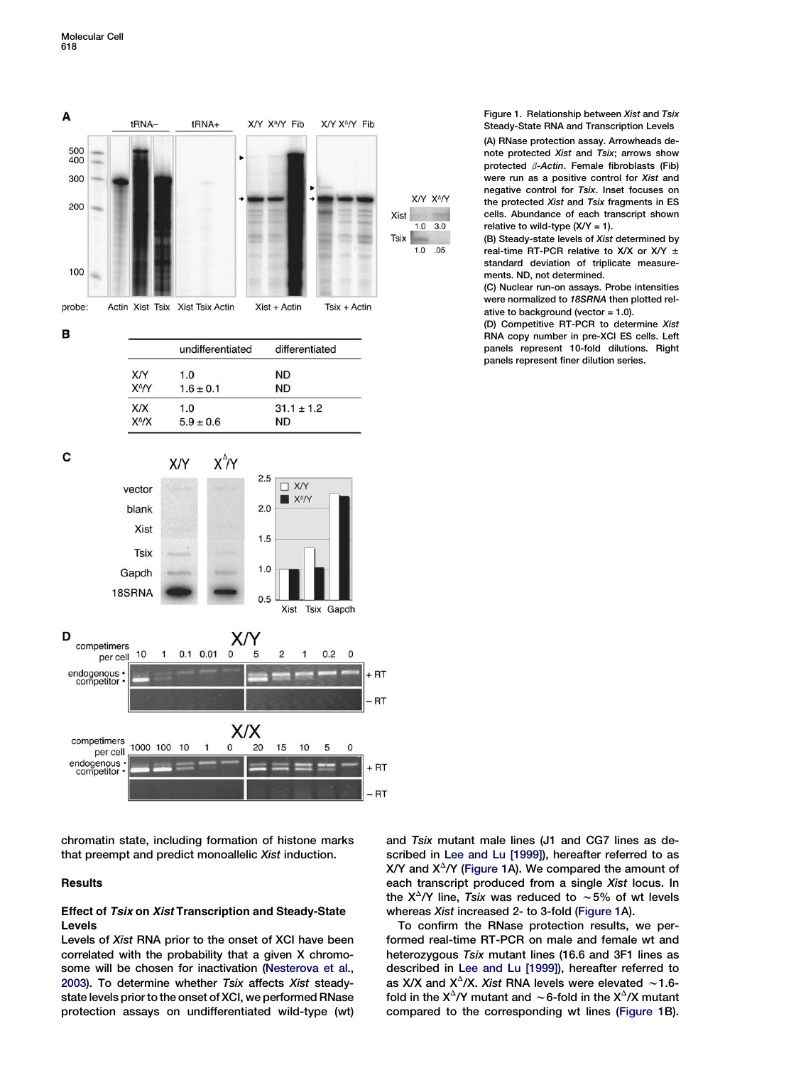| | undifferentiated | differentiated |
|---|---|---|
| X/Y | 1.0 | ND |
| $X^{\Delta}$/Y | 1.6 ± 0.1 | ND |
| X/X | 1.0 | 31.1 ± 1.2 |
| $X^{\Delta}$/X | 5.9 ± 0.6 | ND |

Figure 1. Relationship between *Xist* and *Tsix* Steady-State RNA and Transcription Levels

(A) RNase protection assay. Arrowheads denote protected *Xist* and *Tsix*; arrows show protected *β-Actin*. Female fibroblasts (Fib) were run as a positive control for *Xist* and negative control for *Tsix*. Inset focuses on the protected *Xist* and *Tsix* fragments in ES cells. Abundance of each transcript shown relative to wild-type (X/Y = 1).

(B) Steady-state levels of *Xist* determined by real-time RT-PCR relative to X/X or X/Y ± standard deviation of triplicate measurements. ND, not determined.

(C) Nuclear run-on assays. Probe intensities were normalized to *18SRNA* then plotted relative to background (vector = 1.0).

(D) Competitive RT-PCR to determine *Xist* RNA copy number in pre-XCI ES cells. Left panels represent 10-fold dilutions. Right panels represent finer dilution series.

chromatin state, including formation of histone marks that preempt and predict monoallelic *Xist* induction.

## Results

### Effect of *Tsix* on *Xist* Transcription and Steady-State Levels

Levels of *Xist* RNA prior to the onset of XCI have been correlated with the probability that a given X chromosome will be chosen for inactivation (Nesterova et al., 2003). To determine whether *Tsix* affects *Xist* steady-state levels prior to the onset of XCI, we performed RNase protection assays on undifferentiated wild-type (wt) and *Tsix* mutant male lines (J1 and CG7 lines as described in Lee and Lu [1999]), hereafter referred to as X/Y and $X^{\Delta}$/Y (Figure 1A). We compared the amount of each transcript produced from a single *Xist* locus. In the $X^{\Delta}$/Y line, *Tsix* was reduced to ~5% of wt levels whereas *Xist* increased 2- to 3-fold (Figure 1A).

To confirm the RNase protection results, we performed real-time RT-PCR on male and female wt and heterozygous *Tsix* mutant lines (16.6 and 3F1 lines as described in Lee and Lu [1999]), hereafter referred to as X/X and $X^{\Delta}$/X. *Xist* RNA levels were elevated ~1.6-fold in the $X^{\Delta}$/Y mutant and ~6-fold in the $X^{\Delta}$/X mutant compared to the corresponding wt lines (Figure 1B).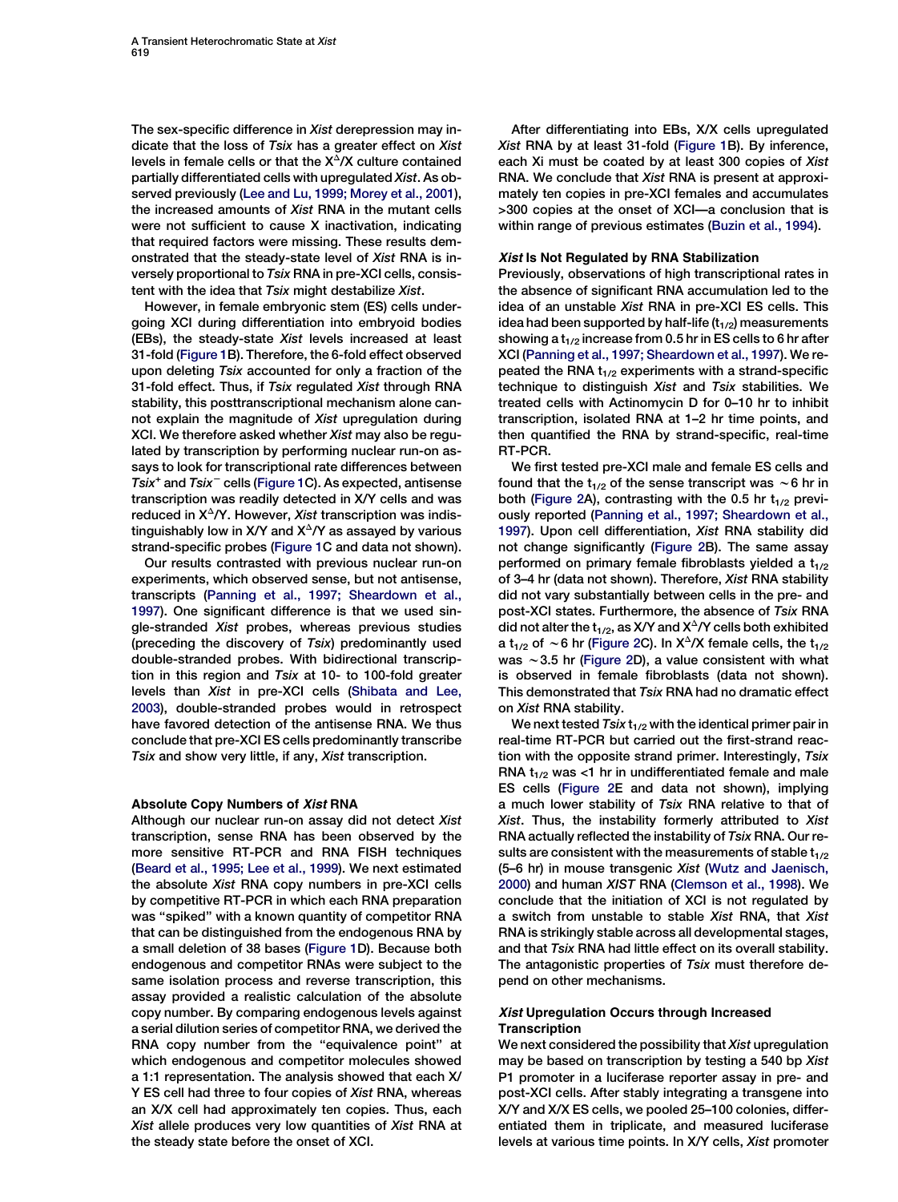The sex-specific difference in *Xist* derepression may indicate that the loss of *Tsix* has a greater effect on *Xist* levels in female cells or that the $X^{\Delta}$/X culture contained partially differentiated cells with upregulated *Xist*. As observed previously (Lee and Lu, 1999; Morey et al., 2001), the increased amounts of *Xist* RNA in the mutant cells were not sufficient to cause X inactivation, indicating that required factors were missing. These results demonstrated that the steady-state level of *Xist* RNA is inversely proportional to *Tsix* RNA in pre-XCI cells, consistent with the idea that *Tsix* might destabilize *Xist*.

However, in female embryonic stem (ES) cells undergoing XCI during differentiation into embryoid bodies (EBs), the steady-state *Xist* levels increased at least 31-fold (Figure 1B). Therefore, the 6-fold effect observed upon deleting *Tsix* accounted for only a fraction of the 31-fold effect. Thus, if *Tsix* regulated *Xist* through RNA stability, this posttranscriptional mechanism alone cannot explain the magnitude of *Xist* upregulation during XCI. We therefore asked whether *Xist* may also be regulated by transcription by performing nuclear run-on assays to look for transcriptional rate differences between $Tsix^{+}$ and $Tsix^{-}$ cells (Figure 1C). As expected, antisense transcription was readily detected in X/Y cells and was reduced in $X^{\Delta}$/Y. However, *Xist* transcription was indistinguishably low in X/Y and $X^{\Delta}$/Y as assayed by various strand-specific probes (Figure 1C and data not shown).

Our results contrasted with previous nuclear run-on experiments, which observed sense, but not antisense, transcripts (Panning et al., 1997; Sheardown et al., 1997). One significant difference is that we used single-stranded *Xist* probes, whereas previous studies (preceding the discovery of *Tsix*) predominantly used double-stranded probes. With bidirectional transcription in this region and *Tsix* at 10- to 100-fold greater levels than *Xist* in pre-XCI cells (Shibata and Lee, 2003), double-stranded probes would in retrospect have favored detection of the antisense RNA. We thus conclude that pre-XCI ES cells predominantly transcribe *Tsix* and show very little, if any, *Xist* transcription.

### Absolute Copy Numbers of *Xist* RNA

Although our nuclear run-on assay did not detect *Xist* transcription, sense RNA has been observed by the more sensitive RT-PCR and RNA FISH techniques (Beard et al., 1995; Lee et al., 1999). We next estimated the absolute *Xist* RNA copy numbers in pre-XCI cells by competitive RT-PCR in which each RNA preparation was "spiked" with a known quantity of competitor RNA that can be distinguished from the endogenous RNA by a small deletion of 38 bases (Figure 1D). Because both endogenous and competitor RNAs were subject to the same isolation process and reverse transcription, this assay provided a realistic calculation of the absolute copy number. By comparing endogenous levels against a serial dilution series of competitor RNA, we derived the RNA copy number from the "equivalence point" at which endogenous and competitor molecules showed a 1:1 representation. The analysis showed that each X/Y ES cell had three to four copies of *Xist* RNA, whereas an X/X cell had approximately ten copies. Thus, each *Xist* allele produces very low quantities of *Xist* RNA at the steady state before the onset of XCI.

After differentiating into EBs, X/X cells upregulated *Xist* RNA by at least 31-fold (Figure 1B). By inference, each Xi must be coated by at least 300 copies of *Xist* RNA. We conclude that *Xist* RNA is present at approximately ten copies in pre-XCI females and accumulates >300 copies at the onset of XCI—a conclusion that is within range of previous estimates (Buzin et al., 1994).

### *Xist* Is Not Regulated by RNA Stabilization

Previously, observations of high transcriptional rates in the absence of significant RNA accumulation led to the idea of an unstable *Xist* RNA in pre-XCI ES cells. This idea had been supported by half-life ($t_{1/2}$) measurements showing a $t_{1/2}$ increase from 0.5 hr in ES cells to 6 hr after XCI (Panning et al., 1997; Sheardown et al., 1997). We repeated the RNA $t_{1/2}$ experiments with a strand-specific technique to distinguish *Xist* and *Tsix* stabilities. We treated cells with Actinomycin D for 0–10 hr to inhibit transcription, isolated RNA at 1–2 hr time points, and then quantified the RNA by strand-specific, real-time RT-PCR.

We first tested pre-XCI male and female ES cells and found that the $t_{1/2}$ of the sense transcript was ~6 hr in both (Figure 2A), contrasting with the 0.5 hr $t_{1/2}$ previously reported (Panning et al., 1997; Sheardown et al., 1997). Upon cell differentiation, *Xist* RNA stability did not change significantly (Figure 2B). The same assay performed on primary female fibroblasts yielded a $t_{1/2}$ of 3–4 hr (data not shown). Therefore, *Xist* RNA stability did not vary substantially between cells in the pre- and post-XCI states. Furthermore, the absence of *Tsix* RNA did not alter the $t_{1/2}$, as X/Y and $X^{\Delta}$/Y cells both exhibited a $t_{1/2}$ of ~6 hr (Figure 2C). In $X^{\Delta}$/X female cells, the $t_{1/2}$ was ~3.5 hr (Figure 2D), a value consistent with what is observed in female fibroblasts (data not shown). This demonstrated that *Tsix* RNA had no dramatic effect on *Xist* RNA stability.

We next tested *Tsix* $t_{1/2}$ with the identical primer pair in real-time RT-PCR but carried out the first-strand reaction with the opposite strand primer. Interestingly, *Tsix* RNA $t_{1/2}$ was <1 hr in undifferentiated female and male ES cells (Figure 2E and data not shown), implying a much lower stability of *Tsix* RNA relative to that of *Xist*. Thus, the instability formerly attributed to *Xist* RNA actually reflected the instability of *Tsix* RNA. Our results are consistent with the measurements of stable $t_{1/2}$ (5–6 hr) in mouse transgenic *Xist* (Wutz and Jaenisch, 2000) and human *XIST* RNA (Clemson et al., 1998). We conclude that the initiation of XCI is not regulated by a switch from unstable to stable *Xist* RNA, that *Xist* RNA is strikingly stable across all developmental stages, and that *Tsix* RNA had little effect on its overall stability. The antagonistic properties of *Tsix* must therefore depend on other mechanisms.

### *Xist* Upregulation Occurs through Increased Transcription

We next considered the possibility that *Xist* upregulation may be based on transcription by testing a 540 bp *Xist* P1 promoter in a luciferase reporter assay in pre- and post-XCI cells. After stably integrating a transgene into X/Y and X/X ES cells, we pooled 25–100 colonies, differentiated them in triplicate, and measured luciferase levels at various time points. In X/Y cells, *Xist* promoter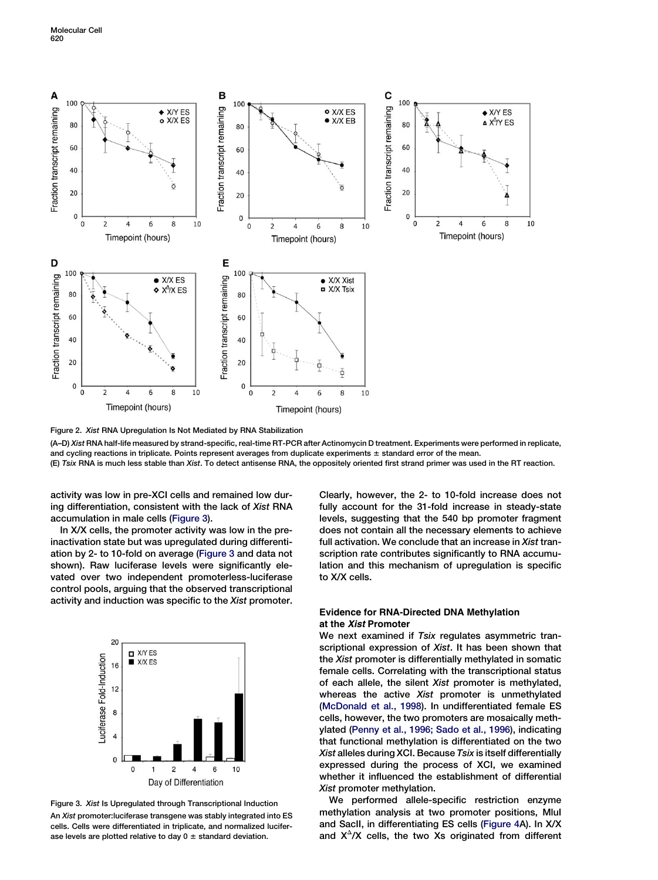Figure 2. *Xist* RNA Upregulation Is Not Mediated by RNA Stabilization

(A–D) *Xist* RNA half-life measured by strand-specific, real-time RT-PCR after Actinomycin D treatment. Experiments were performed in replicate, and cycling reactions in triplicate. Points represent averages from duplicate experiments ± standard error of the mean.

(E) *Tsix* RNA is much less stable than *Xist*. To detect antisense RNA, the oppositely oriented first strand primer was used in the RT reaction.

activity was low in pre-XCI cells and remained low during differentiation, consistent with the lack of *Xist* RNA accumulation in male cells (Figure 3).

In X/X cells, the promoter activity was low in the pre-inactivation state but was upregulated during differentiation by 2- to 10-fold on average (Figure 3 and data not shown). Raw luciferase levels were significantly elevated over two independent promoterless-luciferase control pools, arguing that the observed transcriptional activity and induction was specific to the *Xist* promoter.

Figure 3. *Xist* Is Upregulated through Transcriptional Induction

An *Xist* promoter:luciferase transgene was stably integrated into ES cells. Cells were differentiated in triplicate, and normalized luciferase levels are plotted relative to day 0 ± standard deviation.

Clearly, however, the 2- to 10-fold increase does not fully account for the 31-fold increase in steady-state levels, suggesting that the 540 bp promoter fragment does not contain all the necessary elements to achieve full activation. We conclude that an increase in *Xist* transcription rate contributes significantly to RNA accumulation and this mechanism of upregulation is specific to X/X cells.

## Evidence for RNA-Directed DNA Methylation at the *Xist* Promoter

We next examined if *Tsix* regulates asymmetric transcriptional expression of *Xist*. It has been shown that the *Xist* promoter is differentially methylated in somatic female cells. Correlating with the transcriptional status of each allele, the silent *Xist* promoter is methylated, whereas the active *Xist* promoter is unmethylated (McDonald et al., 1998). In undifferentiated female ES cells, however, the two promoters are mosaically methylated (Penny et al., 1996; Sado et al., 1996), indicating that functional methylation is differentiated on the two *Xist* alleles during XCI. Because *Tsix* is itself differentially expressed during the process of XCI, we examined whether it influenced the establishment of differential *Xist* promoter methylation.

We performed allele-specific restriction enzyme methylation analysis at two promoter positions, MluI and SacII, in differentiating ES cells (Figure 4A). In X/X and $X^{\Delta}$/X cells, the two Xs originated from different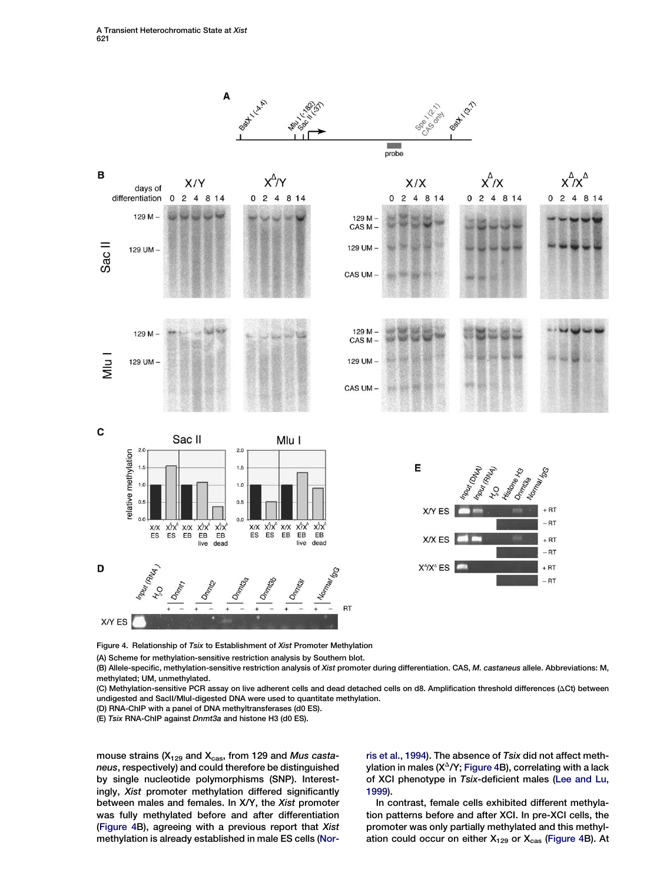Figure 4. Relationship of *Tsix* to Establishment of *Xist* Promoter Methylation

(A) Scheme for methylation-sensitive restriction analysis by Southern blot.

(B) Allele-specific, methylation-sensitive restriction analysis of *Xist* promoter during differentiation. CAS, *M. castaneus* allele. Abbreviations: M, methylated; UM, unmethylated.

(C) Methylation-sensitive PCR assay on live adherent cells and dead detached cells on d8. Amplification threshold differences (ΔCt) between undigested and SacII/MluI-digested DNA were used to quantitate methylation.

(D) RNA-ChIP with a panel of DNA methyltransferases (d0 ES).

(E) *Tsix* RNA-ChIP against *Dnmt3a* and histone H3 (d0 ES).

mouse strains ($X_{129}$ and $X_{cas}$, from 129 and *Mus castaneus*, respectively) and could therefore be distinguished by single nucleotide polymorphisms (SNP). Interestingly, *Xist* promoter methylation differed significantly between males and females. In X/Y, the *Xist* promoter was fully methylated before and after differentiation (Figure 4B), agreeing with a previous report that *Xist* methylation is already established in male ES cells (Norris et al., 1994). The absence of *Tsix* did not affect methylation in males ($X^{\Delta}$/Y; Figure 4B), correlating with a lack of XCI phenotype in *Tsix*-deficient males (Lee and Lu, 1999).

In contrast, female cells exhibited different methylation patterns before and after XCI. In pre-XCI cells, the promoter was only partially methylated and this methylation could occur on either $X_{129}$ or $X_{cas}$ (Figure 4B). At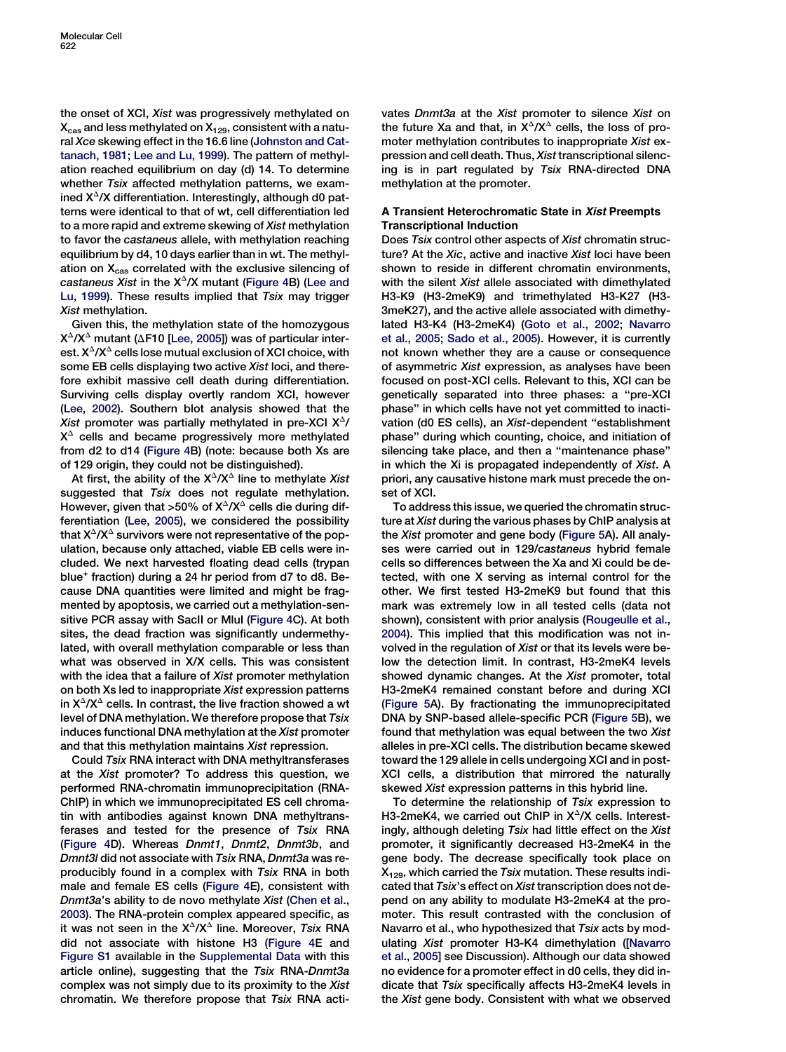the onset of XCI, *Xist* was progressively methylated on $X_{cas}$ and less methylated on $X_{129}$, consistent with a natural *Xce* skewing effect in the 16.6 line (Johnston and Cattanach, 1981; Lee and Lu, 1999). The pattern of methylation reached equilibrium on day (d) 14. To determine whether *Tsix* affected methylation patterns, we examined $X^{\Delta}/X$ differentiation. Interestingly, although d0 patterns were identical to that of wt, cell differentiation led to a more rapid and extreme skewing of *Xist* methylation to favor the *castaneus* allele, with methylation reaching equilibrium by d4, 10 days earlier than in wt. The methylation on $X_{cas}$ correlated with the exclusive silencing of *castaneus Xist* in the $X^{\Delta}/X$ mutant (Figure 4B) (Lee and Lu, 1999). These results implied that *Tsix* may trigger *Xist* methylation.

Given this, the methylation state of the homozygous $X^{\Delta}/X^{\Delta}$ mutant (ΔF10 [Lee, 2005]) was of particular interest. $X^{\Delta}/X^{\Delta}$ cells lose mutual exclusion of XCI choice, with some EB cells displaying two active *Xist* loci, and therefore exhibit massive cell death during differentiation. Surviving cells display overtly random XCI, however (Lee, 2002). Southern blot analysis showed that the *Xist* promoter was partially methylated in pre-XCI $X^{\Delta}/X^{\Delta}$ cells and became progressively more methylated from d2 to d14 (Figure 4B) (note: because both Xs are of 129 origin, they could not be distinguished).

At first, the ability of the $X^{\Delta}/X^{\Delta}$ line to methylate *Xist* suggested that *Tsix* does not regulate methylation. However, given that >50% of $X^{\Delta}/X^{\Delta}$ cells die during differentiation (Lee, 2005), we considered the possibility that $X^{\Delta}/X^{\Delta}$ survivors were not representative of the population, because only attached, viable EB cells were included. We next harvested floating dead cells (trypan blue$^+$ fraction) during a 24 hr period from d7 to d8. Because DNA quantities were limited and might be fragmented by apoptosis, we carried out a methylation-sensitive PCR assay with SacII or MluI (Figure 4C). At both sites, the dead fraction was significantly undermethylated, with overall methylation comparable or less than what was observed in X/X cells. This was consistent with the idea that a failure of *Xist* promoter methylation on both Xs led to inappropriate *Xist* expression patterns in $X^{\Delta}/X^{\Delta}$ cells. In contrast, the live fraction showed a wt level of DNA methylation. We therefore propose that *Tsix* induces functional DNA methylation at the *Xist* promoter and that this methylation maintains *Xist* repression.

Could *Tsix* RNA interact with DNA methyltransferases at the *Xist* promoter? To address this question, we performed RNA-chromatin immunoprecipitation (RNA-ChIP) in which we immunoprecipitated ES cell chromatin with antibodies against known DNA methyltransferases and tested for the presence of *Tsix* RNA (Figure 4D). Whereas *Dnmt1*, *Dnmt2*, *Dnmt3b*, and *Dmnt3l* did not associate with *Tsix* RNA, *Dnmt3a* was reproducibly found in a complex with *Tsix* RNA in both male and female ES cells (Figure 4E), consistent with *Dnmt3a*'s ability to de novo methylate *Xist* (Chen et al., 2003). The RNA-protein complex appeared specific, as it was not seen in the $X^{\Delta}/X^{\Delta}$ line. Moreover, *Tsix* RNA did not associate with histone H3 (Figure 4E and Figure S1 available in the Supplemental Data with this article online), suggesting that the *Tsix* RNA-*Dnmt3a* complex was not simply due to its proximity to the *Xist* chromatin. We therefore propose that *Tsix* RNA activates *Dnmt3a* at the *Xist* promoter to silence *Xist* on the future Xa and that, in $X^{\Delta}/X^{\Delta}$ cells, the loss of promoter methylation contributes to inappropriate *Xist* expression and cell death. Thus, *Xist* transcriptional silencing is in part regulated by *Tsix* RNA-directed DNA methylation at the promoter.

### A Transient Heterochromatic State in *Xist* Preempts Transcriptional Induction

Does *Tsix* control other aspects of *Xist* chromatin structure? At the *Xic*, active and inactive *Xist* loci have been shown to reside in different chromatin environments, with the silent *Xist* allele associated with dimethylated H3-K9 (H3-2meK9) and trimethylated H3-K27 (H3-3meK27), and the active allele associated with dimethylated H3-K4 (H3-2meK4) (Goto et al., 2002; Navarro et al., 2005; Sado et al., 2005). However, it is currently not known whether they are a cause or consequence of asymmetric *Xist* expression, as analyses have been focused on post-XCI cells. Relevant to this, XCI can be genetically separated into three phases: a "pre-XCI phase" in which cells have not yet committed to inactivation (d0 ES cells), an *Xist*-dependent "establishment phase" during which counting, choice, and initiation of silencing take place, and then a "maintenance phase" in which the Xi is propagated independently of *Xist*. A priori, any causative histone mark must precede the onset of XCI.

To address this issue, we queried the chromatin structure at *Xist* during the various phases by ChIP analysis at the *Xist* promoter and gene body (Figure 5A). All analyses were carried out in 129/*castaneus* hybrid female cells so differences between the Xa and Xi could be detected, with one X serving as internal control for the other. We first tested H3-2meK9 but found that this mark was extremely low in all tested cells (data not shown), consistent with prior analysis (Rougeulle et al., 2004). This implied that this modification was not involved in the regulation of *Xist* or that its levels were below the detection limit. In contrast, H3-2meK4 levels showed dynamic changes. At the *Xist* promoter, total H3-2meK4 remained constant before and during XCI (Figure 5A). By fractionating the immunoprecipitated DNA by SNP-based allele-specific PCR (Figure 5B), we found that methylation was equal between the two *Xist* alleles in pre-XCI cells. The distribution became skewed toward the 129 allele in cells undergoing XCI and in post-XCI cells, a distribution that mirrored the naturally skewed *Xist* expression patterns in this hybrid line.

To determine the relationship of *Tsix* expression to H3-2meK4, we carried out ChIP in $X^{\Delta}/X$ cells. Interestingly, although deleting *Tsix* had little effect on the *Xist* promoter, it significantly decreased H3-2meK4 in the gene body. The decrease specifically took place on $X_{129}$, which carried the *Tsix* mutation. These results indicated that *Tsix*'s effect on *Xist* transcription does not depend on any ability to modulate H3-2meK4 at the promoter. This result contrasted with the conclusion of Navarro et al., who hypothesized that *Tsix* acts by modulating *Xist* promoter H3-K4 dimethylation ([Navarro et al., 2005] see Discussion). Although our data showed no evidence for a promoter effect in d0 cells, they did indicate that *Tsix* specifically affects H3-2meK4 levels in the *Xist* gene body. Consistent with what we observed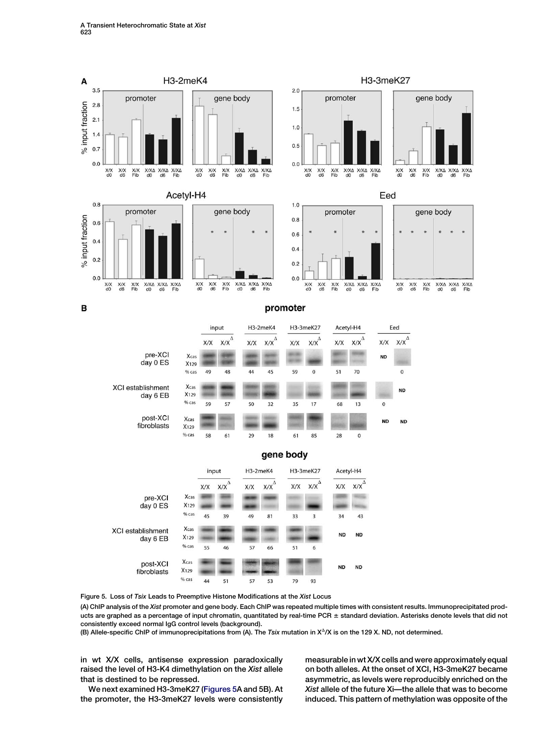Figure 5. Loss of *Tsix* Leads to Preemptive Histone Modifications at the *Xist* Locus

(A) ChIP analysis of the *Xist* promoter and gene body. Each ChIP was repeated multiple times with consistent results. Immunoprecipitated products are graphed as a percentage of input chromatin, quantitated by real-time PCR ± standard deviation. Asterisks denote levels that did not consistently exceed normal IgG control levels (background).

(B) Allele-specific ChIP of immunoprecipitations from (A). The *Tsix* mutation in $X^{\Delta}/X$ is on the 129 X. ND, not determined.

in wt X/X cells, antisense expression paradoxically raised the level of H3-K4 dimethylation on the *Xist* allele that is destined to be repressed.

We next examined H3-3meK27 (Figures 5A and 5B). At the promoter, the H3-3meK27 levels were consistently measurable in wt X/X cells and were approximately equal on both alleles. At the onset of XCI, H3-3meK27 became asymmetric, as levels were reproducibly enriched on the *Xist* allele of the future Xi—the allele that was to become induced. This pattern of methylation was opposite of the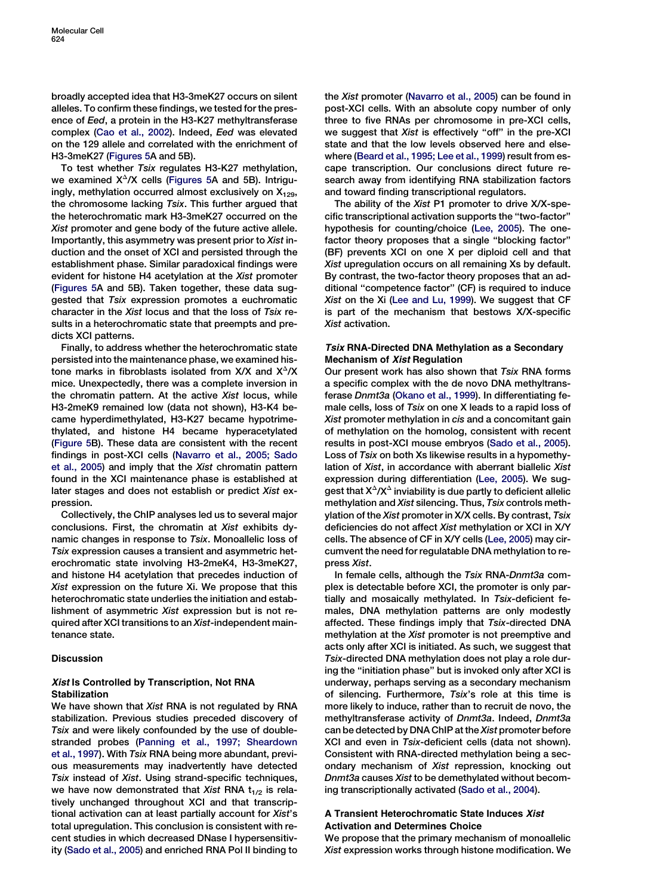broadly accepted idea that H3-3meK27 occurs on silent alleles. To confirm these findings, we tested for the presence of *Eed*, a protein in the H3-K27 methyltransferase complex (Cao et al., 2002). Indeed, *Eed* was elevated on the 129 allele and correlated with the enrichment of H3-3meK27 (Figures 5A and 5B).

To test whether *Tsix* regulates H3-K27 methylation, we examined $X^{\Delta}/X$ cells (Figures 5A and 5B). Intriguingly, methylation occurred almost exclusively on $X_{129}$, the chromosome lacking *Tsix*. This further argued that the heterochromatic mark H3-3meK27 occurred on the *Xist* promoter and gene body of the future active allele. Importantly, this asymmetry was present prior to *Xist* induction and the onset of XCI and persisted through the establishment phase. Similar paradoxical findings were evident for histone H4 acetylation at the *Xist* promoter (Figures 5A and 5B). Taken together, these data suggested that *Tsix* expression promotes a euchromatic character in the *Xist* locus and that the loss of *Tsix* results in a heterochromatic state that preempts and predicts XCI patterns.

Finally, to address whether the heterochromatic state persisted into the maintenance phase, we examined histone marks in fibroblasts isolated from X/X and $X^{\Delta}/X$ mice. Unexpectedly, there was a complete inversion in the chromatin pattern. At the active *Xist* locus, while H3-2meK9 remained low (data not shown), H3-K4 became hyperdimethylated, H3-K27 became hypotrimethylated, and histone H4 became hyperacetylated (Figure 5B). These data are consistent with the recent findings in post-XCI cells (Navarro et al., 2005; Sado et al., 2005) and imply that the *Xist* chromatin pattern found in the XCI maintenance phase is established at later stages and does not establish or predict *Xist* expression.

Collectively, the ChIP analyses led us to several major conclusions. First, the chromatin at *Xist* exhibits dynamic changes in response to *Tsix*. Monoallelic loss of *Tsix* expression causes a transient and asymmetric heterochromatic state involving H3-2meK4, H3-3meK27, and histone H4 acetylation that precedes induction of *Xist* expression on the future Xi. We propose that this heterochromatic state underlies the initiation and establishment of asymmetric *Xist* expression but is not required after XCI transitions to an *Xist*-independent maintenance state.

## Discussion

### *Xist* Is Controlled by Transcription, Not RNA Stabilization

We have shown that *Xist* RNA is not regulated by RNA stabilization. Previous studies preceded discovery of *Tsix* and were likely confounded by the use of double-stranded probes (Panning et al., 1997; Sheardown et al., 1997). With *Tsix* RNA being more abundant, previous measurements may inadvertently have detected *Tsix* instead of *Xist*. Using strand-specific techniques, we have now demonstrated that *Xist* RNA $t_{1/2}$ is relatively unchanged throughout XCI and that transcriptional activation can at least partially account for *Xist*'s total upregulation. This conclusion is consistent with recent studies in which decreased DNase I hypersensitivity (Sado et al., 2005) and enriched RNA Pol II binding to the *Xist* promoter (Navarro et al., 2005) can be found in post-XCI cells. With an absolute copy number of only three to five RNAs per chromosome in pre-XCI cells, we suggest that *Xist* is effectively "off" in the pre-XCI state and that the low levels observed here and elsewhere (Beard et al., 1995; Lee et al., 1999) result from escape transcription. Our conclusions direct future research away from identifying RNA stabilization factors and toward finding transcriptional regulators.

The ability of the *Xist* P1 promoter to drive X/X-specific transcriptional activation supports the "two-factor" hypothesis for counting/choice (Lee, 2005). The one-factor theory proposes that a single "blocking factor" (BF) prevents XCI on one X per diploid cell and that *Xist* upregulation occurs on all remaining Xs by default. By contrast, the two-factor theory proposes that an additional "competence factor" (CF) is required to induce *Xist* on the Xi (Lee and Lu, 1999). We suggest that CF is part of the mechanism that bestows X/X-specific *Xist* activation.

### *Tsix* RNA-Directed DNA Methylation as a Secondary Mechanism of *Xist* Regulation

Our present work has also shown that *Tsix* RNA forms a specific complex with the de novo DNA methyltransferase *Dnmt3a* (Okano et al., 1999). In differentiating female cells, loss of *Tsix* on one X leads to a rapid loss of *Xist* promoter methylation in *cis* and a concomitant gain of methylation on the homolog, consistent with recent results in post-XCI mouse embryos (Sado et al., 2005). Loss of *Tsix* on both Xs likewise results in a hypomethylation of *Xist*, in accordance with aberrant biallelic *Xist* expression during differentiation (Lee, 2005). We suggest that $X^{\Delta}/X^{\Delta}$ inviability is due partly to deficient allelic methylation and *Xist* silencing. Thus, *Tsix* controls methylation of the *Xist* promoter in X/X cells. By contrast, *Tsix* deficiencies do not affect *Xist* methylation or XCI in X/Y cells. The absence of CF in X/Y cells (Lee, 2005) may circumvent the need for regulatable DNA methylation to repress *Xist*.

In female cells, although the *Tsix* RNA-*Dnmt3a* complex is detectable before XCI, the promoter is only partially and mosaically methylated. In *Tsix*-deficient females, DNA methylation patterns are only modestly affected. These findings imply that *Tsix*-directed DNA methylation at the *Xist* promoter is not preemptive and acts only after XCI is initiated. As such, we suggest that *Tsix*-directed DNA methylation does not play a role during the "initiation phase" but is invoked only after XCI is underway, perhaps serving as a secondary mechanism of silencing. Furthermore, *Tsix*'s role at this time is more likely to induce, rather than to recruit de novo, the methyltransferase activity of *Dnmt3a*. Indeed, *Dnmt3a* can be detected by DNA ChIP at the *Xist* promoter before XCI and even in *Tsix*-deficient cells (data not shown). Consistent with RNA-directed methylation being a secondary mechanism of *Xist* repression, knocking out *Dnmt3a* causes *Xist* to be demethylated without becoming transcriptionally activated (Sado et al., 2004).

### A Transient Heterochromatic State Induces *Xist* Activation and Determines Choice

We propose that the primary mechanism of monoallelic *Xist* expression works through histone modification. We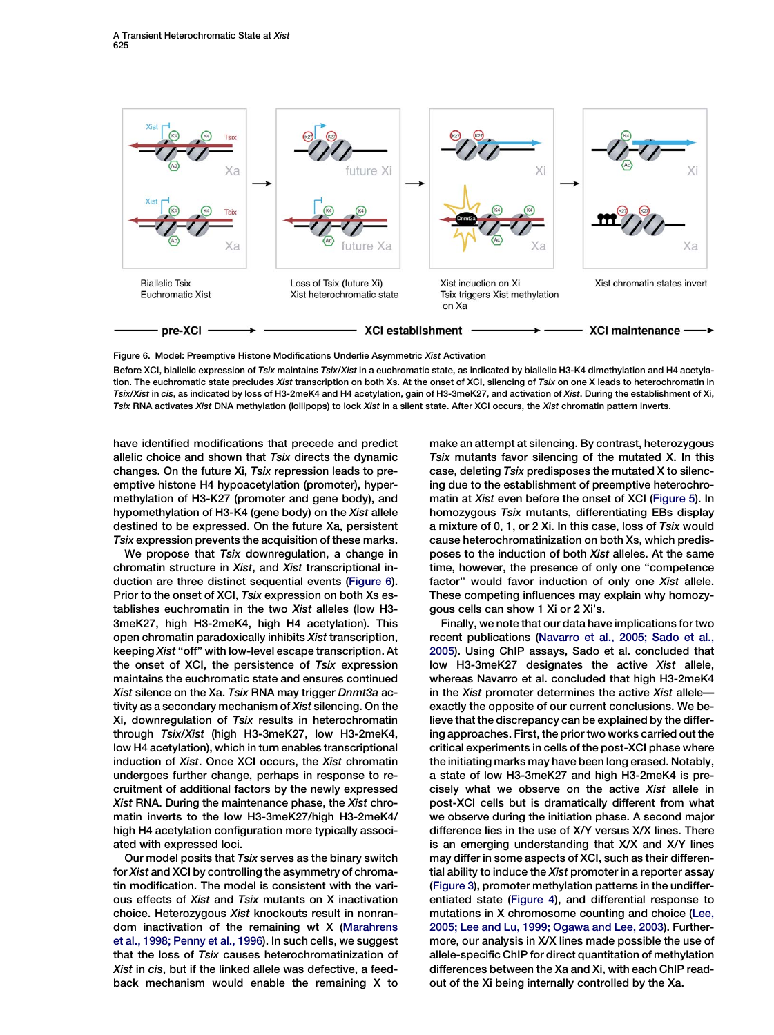Figure 6. Model: Preemptive Histone Modifications Underlie Asymmetric *Xist* Activation

Before XCI, biallelic expression of *Tsix* maintains *Tsix/Xist* in a euchromatic state, as indicated by biallelic H3-K4 dimethylation and H4 acetylation. The euchromatic state precludes *Xist* transcription on both Xs. At the onset of XCI, silencing of *Tsix* on one X leads to heterochromatin in *Tsix/Xist* in *cis*, as indicated by loss of H3-2meK4 and H4 acetylation, gain of H3-3meK27, and activation of *Xist*. During the establishment of Xi, *Tsix* RNA activates *Xist* DNA methylation (lollipops) to lock *Xist* in a silent state. After XCI occurs, the *Xist* chromatin pattern inverts.

have identified modifications that precede and predict allelic choice and shown that *Tsix* directs the dynamic changes. On the future Xi, *Tsix* repression leads to preemptive histone H4 hypoacetylation (promoter), hypermethylation of H3-K27 (promoter and gene body), and hypomethylation of H3-K4 (gene body) on the *Xist* allele destined to be expressed. On the future Xa, persistent *Tsix* expression prevents the acquisition of these marks.

We propose that *Tsix* downregulation, a change in chromatin structure in *Xist*, and *Xist* transcriptional induction are three distinct sequential events (Figure 6). Prior to the onset of XCI, *Tsix* expression on both Xs establishes euchromatin in the two *Xist* alleles (low H3-3meK27, high H3-2meK4, high H4 acetylation). This open chromatin paradoxically inhibits *Xist* transcription, keeping *Xist* "off" with low-level escape transcription. At the onset of XCI, the persistence of *Tsix* expression maintains the euchromatic state and ensures continued *Xist* silence on the Xa. *Tsix* RNA may trigger *Dnmt3a* activity as a secondary mechanism of *Xist* silencing. On the Xi, downregulation of *Tsix* results in heterochromatin through *Tsix/Xist* (high H3-3meK27, low H3-2meK4, low H4 acetylation), which in turn enables transcriptional induction of *Xist*. Once XCI occurs, the *Xist* chromatin undergoes further change, perhaps in response to recruitment of additional factors by the newly expressed *Xist* RNA. During the maintenance phase, the *Xist* chromatin inverts to the low H3-3meK27/high H3-2meK4/high H4 acetylation configuration more typically associated with expressed loci.

Our model posits that *Tsix* serves as the binary switch for *Xist* and XCI by controlling the asymmetry of chromatin modification. The model is consistent with the various effects of *Xist* and *Tsix* mutants on X inactivation choice. Heterozygous *Xist* knockouts result in nonrandom inactivation of the remaining wt X (Marahrens et al., 1998; Penny et al., 1996). In such cells, we suggest that the loss of *Tsix* causes heterochromatinization of *Xist* in *cis*, but if the linked allele was defective, a feedback mechanism would enable the remaining X to make an attempt at silencing. By contrast, heterozygous *Tsix* mutants favor silencing of the mutated X. In this case, deleting *Tsix* predisposes the mutated X to silencing due to the establishment of preemptive heterochromatin at *Xist* even before the onset of XCI (Figure 5). In homozygous *Tsix* mutants, differentiating EBs display a mixture of 0, 1, or 2 Xi. In this case, loss of *Tsix* would cause heterochromatinization on both Xs, which predisposes to the induction of both *Xist* alleles. At the same time, however, the presence of only one "competence factor" would favor induction of only one *Xist* allele. These competing influences may explain why homozygous cells can show 1 Xi or 2 Xi's.

Finally, we note that our data have implications for two recent publications (Navarro et al., 2005; Sado et al., 2005). Using ChIP assays, Sado et al. concluded that low H3-3meK27 designates the active *Xist* allele, whereas Navarro et al. concluded that high H3-2meK4 in the *Xist* promoter determines the active *Xist* allele—exactly the opposite of our current conclusions. We believe that the discrepancy can be explained by the differing approaches. First, the prior two works carried out the critical experiments in cells of the post-XCI phase where the initiating marks may have been long erased. Notably, a state of low H3-3meK27 and high H3-2meK4 is precisely what we observe on the active *Xist* allele in post-XCI cells but is dramatically different from what we observe during the initiation phase. A second major difference lies in the use of X/Y versus X/X lines. There is an emerging understanding that X/X and X/Y lines may differ in some aspects of XCI, such as their differential ability to induce the *Xist* promoter in a reporter assay (Figure 3), promoter methylation patterns in the undifferentiated state (Figure 4), and differential response to mutations in X chromosome counting and choice (Lee, 2005; Lee and Lu, 1999; Ogawa and Lee, 2003). Furthermore, our analysis in X/X lines made possible the use of allele-specific ChIP for direct quantitation of methylation differences between the Xa and Xi, with each ChIP readout of the Xi being internally controlled by the Xa.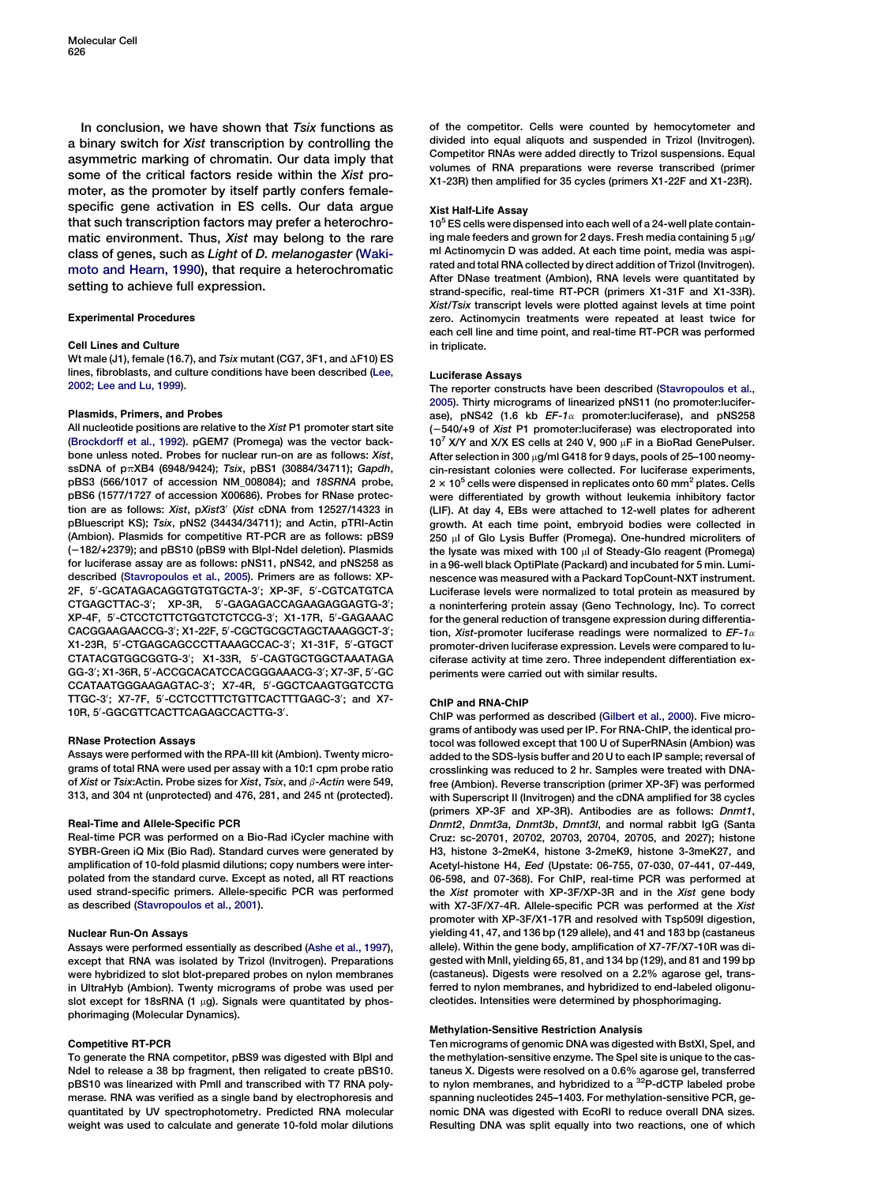In conclusion, we have shown that *Tsix* functions as a binary switch for *Xist* transcription by controlling the asymmetric marking of chromatin. Our data imply that some of the critical factors reside within the *Xist* promoter, as the promoter by itself partly confers female-specific gene activation in ES cells. Our data argue that such transcription factors may prefer a heterochromatic environment. Thus, *Xist* may belong to the rare class of genes, such as *Light* of *D. melanogaster* (Wakimoto and Hearn, 1990), that require a heterochromatic setting to achieve full expression.

## Experimental Procedures

### Cell Lines and Culture

Wt male (J1), female (16.7), and *Tsix* mutant (CG7, 3F1, and ΔF10) ES lines, fibroblasts, and culture conditions have been described (Lee, 2002; Lee and Lu, 1999).

### Plasmids, Primers, and Probes

All nucleotide positions are relative to the *Xist* P1 promoter start site (Brockdorff et al., 1992). pGEM7 (Promega) was the vector backbone unless noted. Probes for nuclear run-on are as follows: *Xist*, ssDNA of pπXB4 (6948/9424); *Tsix*, pBS1 (30884/34711); *Gapdh*, pBS3 (566/1017 of accession NM_008084); and *18SRNA* probe, pBS6 (1577/1727 of accession X00686). Probes for RNase protection are as follows: *Xist*, p*Xist3'* (*Xist* cDNA from 12527/14323 in pBluescript KS); *Tsix*, pNS2 (34434/34711); and Actin, pTRI-Actin (Ambion). Plasmids for competitive RT-PCR are as follows: pBS9 (−182/+2379); and pBS10 (pBS9 with BlpI-NdeI deletion). Plasmids for luciferase assay are as follows: pNS11, pNS42, and pNS258 as described (Stavropoulos et al., 2005). Primers are as follows: XP-2F, 5′-GCATAGACAGGTGTGTGCTA-3′; XP-3F, 5′-CGTCATGTCA CTGAGCTTAC-3′; XP-3R, 5′-GAGAGACCAGAAGAGGAGTG-3′; XP-4F, 5′-CTCCTCTTCTGGTCTCTCCG-3′; X1-17R, 5′-GAGAAAC CACGGAAGAACCG-3′; X1-22F, 5′-CGCTGCGCTAGCTAAAGGCT-3′; X1-23R, 5′-CTGAGCAGCCCTTAAAGCCAC-3′; X1-31F, 5′-GTGCT CTATACGTGGCGGTG-3′; X1-33R, 5′-CAGTGCTGGCTAAATAGA GG-3′; X1-36R, 5′-ACCGCACATCCACGGGAAACG-3′; X7-3F, 5′-GC CCATAATGGGAAGAGTAC-3′; X7-4R, 5′-GGCTCAAGTGGTCCTG TTGC-3′; X7-7F, 5′-CCTCCTTTCTGTTCACTTTGAGC-3′; and X7-10R, 5′-GGCGTTCACTTCAGAGCCACTTG-3′.

### RNase Protection Assays

Assays were performed with the RPA-III kit (Ambion). Twenty micrograms of total RNA were used per assay with a 10:1 cpm probe ratio of *Xist* or *Tsix*:Actin. Probe sizes for *Xist*, *Tsix*, and *β-Actin* were 549, 313, and 304 nt (unprotected) and 476, 281, and 245 nt (protected).

### Real-Time and Allele-Specific PCR

Real-time PCR was performed on a Bio-Rad iCycler machine with SYBR-Green iQ Mix (Bio Rad). Standard curves were generated by amplification of 10-fold plasmid dilutions; copy numbers were interpolated from the standard curve. Except as noted, all RT reactions used strand-specific primers. Allele-specific PCR was performed as described (Stavropoulos et al., 2001).

### Nuclear Run-On Assays

Assays were performed essentially as described (Ashe et al., 1997), except that RNA was isolated by Trizol (Invitrogen). Preparations were hybridized to slot blot-prepared probes on nylon membranes in UltraHyb (Ambion). Twenty micrograms of probe was used per slot except for 18sRNA (1 μg). Signals were quantitated by phosphorimaging (Molecular Dynamics).

### Competitive RT-PCR

To generate the RNA competitor, pBS9 was digested with BlpI and NdeI to release a 38 bp fragment, then religated to create pBS10. pBS10 was linearized with PmlI and transcribed with T7 RNA polymerase. RNA was verified as a single band by electrophoresis and quantitated by UV spectrophotometry. Predicted RNA molecular weight was used to calculate and generate 10-fold molar dilutions of the competitor. Cells were counted by hemocytometer and divided into equal aliquots and suspended in Trizol (Invitrogen). Competitor RNAs were added directly to Trizol suspensions. Equal volumes of RNA preparations were reverse transcribed (primer X1-23R) then amplified for 35 cycles (primers X1-22F and X1-23R).

### Xist Half-Life Assay

$10^5$ ES cells were dispensed into each well of a 24-well plate containing male feeders and grown for 2 days. Fresh media containing 5 μg/ml Actinomycin D was added. At each time point, media was aspirated and total RNA collected by direct addition of Trizol (Invitrogen). After DNase treatment (Ambion), RNA levels were quantitated by strand-specific, real-time RT-PCR (primers X1-31F and X1-33R). *Xist*/*Tsix* transcript levels were plotted against levels at time point zero. Actinomycin treatments were repeated at least twice for each cell line and time point, and real-time RT-PCR was performed in triplicate.

### Luciferase Assays

The reporter constructs have been described (Stavropoulos et al., 2005). Thirty micrograms of linearized pNS11 (no promoter:luciferase), pNS42 (1.6 kb *EF-1α* promoter:luciferase), and pNS258 (−540/+9 of *Xist* P1 promoter:luciferase) was electroporated into $10^7$ X/Y and X/X ES cells at 240 V, 900 μF in a BioRad GenePulser. After selection in 300 μg/ml G418 for 9 days, pools of 25–100 neomycin-resistant colonies were collected. For luciferase experiments, $2 \times 10^5$ cells were dispensed in replicates onto 60 $mm^2$ plates. Cells were differentiated by growth without leukemia inhibitory factor (LIF). At day 4, EBs were attached to 12-well plates for adherent growth. At each time point, embryoid bodies were collected in 250 μl of Glo Lysis Buffer (Promega). One-hundred microliters of the lysate was mixed with 100 μl of Steady-Glo reagent (Promega) in a 96-well black OptiPlate (Packard) and incubated for 5 min. Luminescence was measured with a Packard TopCount-NXT instrument. Luciferase levels were normalized to total protein as measured by a noninterfering protein assay (Geno Technology, Inc). To correct for the general reduction of transgene expression during differentiation, *Xist*-promoter luciferase readings were normalized to *EF-1α* promoter-driven luciferase expression. Levels were compared to luciferase activity at time zero. Three independent differentiation experiments were carried out with similar results.

### ChIP and RNA-ChIP

ChIP was performed as described (Gilbert et al., 2000). Five micrograms of antibody was used per IP. For RNA-ChIP, the identical protocol was followed except that 100 U of SuperRNAsin (Ambion) was added to the SDS-lysis buffer and 20 U to each IP sample; reversal of crosslinking was reduced to 2 hr. Samples were treated with DNA-free (Ambion). Reverse transcription (primer XP-3F) was performed with Superscript II (Invitrogen) and the cDNA amplified for 38 cycles (primers XP-3F and XP-3R). Antibodies are as follows: *Dnmt1*, *Dnmt2*, *Dnmt3a*, *Dnmt3b*, *Dmnt3l*, and normal rabbit IgG (Santa Cruz: sc-20701, 20702, 20703, 20704, 20705, and 2027); histone H3, histone 3-2meK4, histone 3-2meK9, histone 3-3meK27, and Acetyl-histone H4, *Eed* (Upstate: 06-755, 07-030, 07-441, 07-449, 06-598, and 07-368). For ChIP, real-time PCR was performed at the *Xist* promoter with XP-3F/XP-3R and in the *Xist* gene body with X7-3F/X7-4R. Allele-specific PCR was performed at the *Xist* promoter with XP-3F/X1-17R and resolved with Tsp509I digestion, yielding 41, 47, and 136 bp (129 allele), and 41 and 183 bp (castaneus allele). Within the gene body, amplification of X7-7F/X7-10R was digested with MnlI, yielding 65, 81, and 134 bp (129), and 81 and 199 bp (castaneus). Digests were resolved on a 2.2% agarose gel, transferred to nylon membranes, and hybridized to end-labeled oligonucleotides. Intensities were determined by phosphorimaging.

### Methylation-Sensitive Restriction Analysis

Ten micrograms of genomic DNA was digested with BstXI, SpeI, and the methylation-sensitive enzyme. The SpeI site is unique to the castaneus X. Digests were resolved on a 0.6% agarose gel, transferred to nylon membranes, and hybridized to a $^{32}$P-dCTP labeled probe spanning nucleotides 245–1403. For methylation-sensitive PCR, genomic DNA was digested with EcoRI to reduce overall DNA sizes. Resulting DNA was split equally into two reactions, one of which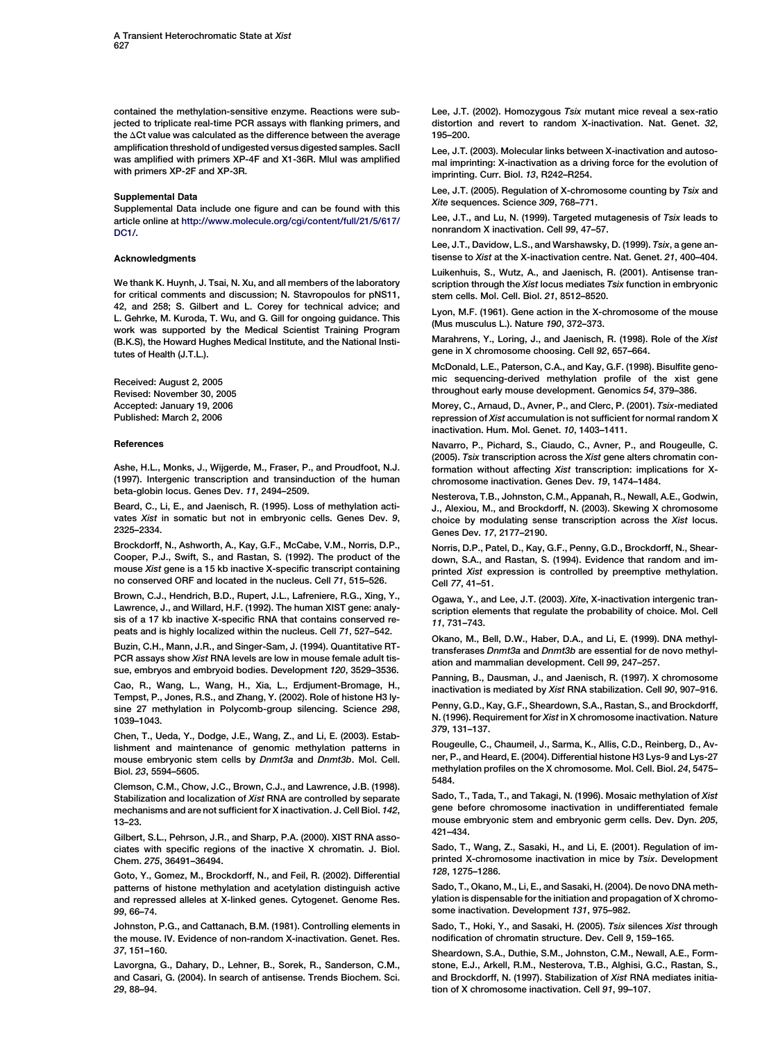contained the methylation-sensitive enzyme. Reactions were subjected to triplicate real-time PCR assays with flanking primers, and the ΔCt value was calculated as the difference between the average amplification threshold of undigested versus digested samples. SacII was amplified with primers XP-4F and X1-36R. MluI was amplified with primers XP-2F and XP-3R.

### Supplemental Data

Supplemental Data include one figure and can be found with this article online at http://www.molecule.org/cgi/content/full/21/5/617/DC1/.

### Acknowledgments

We thank K. Huynh, J. Tsai, N. Xu, and all members of the laboratory for critical comments and discussion; N. Stavropoulos for pNS11, 42, and 258; S. Gilbert and L. Corey for technical advice; and L. Gehrke, M. Kuroda, T. Wu, and G. Gill for ongoing guidance. This work was supported by the Medical Scientist Training Program (B.K.S), the Howard Hughes Medical Institute, and the National Institutes of Health (J.T.L.).

Received: August 2, 2005
Revised: November 30, 2005
Accepted: January 19, 2006
Published: March 2, 2006

### References

Ashe, H.L., Monks, J., Wijgerde, M., Fraser, P., and Proudfoot, N.J. (1997). Intergenic transcription and transinduction of the human beta-globin locus. Genes Dev. *11*, 2494–2509.

Beard, C., Li, E., and Jaenisch, R. (1995). Loss of methylation activates *Xist* in somatic but not in embryonic cells. Genes Dev. *9*, 2325–2334.

Brockdorff, N., Ashworth, A., Kay, G.F., McCabe, V.M., Norris, D.P., Cooper, P.J., Swift, S., and Rastan, S. (1992). The product of the mouse *Xist* gene is a 15 kb inactive X-specific transcript containing no conserved ORF and located in the nucleus. Cell *71*, 515–526.

Brown, C.J., Hendrich, B.D., Rupert, J.L., Lafreniere, R.G., Xing, Y., Lawrence, J., and Willard, H.F. (1992). The human XIST gene: analysis of a 17 kb inactive X-specific RNA that contains conserved repeats and is highly localized within the nucleus. Cell *71*, 527–542.

Buzin, C.H., Mann, J.R., and Singer-Sam, J. (1994). Quantitative RT-PCR assays show *Xist* RNA levels are low in mouse female adult tissue, embryos and embryoid bodies. Development *120*, 3529–3536.

Cao, R., Wang, L., Wang, H., Xia, L., Erdjument-Bromage, H., Tempst, P., Jones, R.S., and Zhang, Y. (2002). Role of histone H3 lysine 27 methylation in Polycomb-group silencing. Science *298*, 1039–1043.

Chen, T., Ueda, Y., Dodge, J.E., Wang, Z., and Li, E. (2003). Establishment and maintenance of genomic methylation patterns in mouse embryonic stem cells by *Dnmt3a* and *Dnmt3b*. Mol. Cell. Biol. *23*, 5594–5605.

Clemson, C.M., Chow, J.C., Brown, C.J., and Lawrence, J.B. (1998). Stabilization and localization of *Xist* RNA are controlled by separate mechanisms and are not sufficient for X inactivation. J. Cell Biol. *142*, 13–23.

Gilbert, S.L., Pehrson, J.R., and Sharp, P.A. (2000). XIST RNA associates with specific regions of the inactive X chromatin. J. Biol. Chem. *275*, 36491–36494.

Goto, Y., Gomez, M., Brockdorff, N., and Feil, R. (2002). Differential patterns of histone methylation and acetylation distinguish active and repressed alleles at X-linked genes. Cytogenet. Genome Res. *99*, 66–74.

Johnston, P.G., and Cattanach, B.M. (1981). Controlling elements in the mouse. IV. Evidence of non-random X-inactivation. Genet. Res. *37*, 151–160.

Lavorgna, G., Dahary, D., Lehner, B., Sorek, R., Sanderson, C.M., and Casari, G. (2004). In search of antisense. Trends Biochem. Sci. *29*, 88–94.

Lee, J.T. (2002). Homozygous *Tsix* mutant mice reveal a sex-ratio distortion and revert to random X-inactivation. Nat. Genet. *32*, 195–200.

Lee, J.T. (2003). Molecular links between X-inactivation and autosomal imprinting: X-inactivation as a driving force for the evolution of imprinting. Curr. Biol. *13*, R242–R254.

Lee, J.T. (2005). Regulation of X-chromosome counting by *Tsix* and *Xite* sequences. Science *309*, 768–771.

Lee, J.T., and Lu, N. (1999). Targeted mutagenesis of *Tsix* leads to nonrandom X inactivation. Cell *99*, 47–57.

Lee, J.T., Davidow, L.S., and Warshawsky, D. (1999). *Tsix*, a gene antisense to *Xist* at the X-inactivation centre. Nat. Genet. *21*, 400–404.

Luikenhuis, S., Wutz, A., and Jaenisch, R. (2001). Antisense transcription through the *Xist* locus mediates *Tsix* function in embryonic stem cells. Mol. Cell. Biol. *21*, 8512–8520.

Lyon, M.F. (1961). Gene action in the X-chromosome of the mouse (Mus musculus L.). Nature *190*, 372–373.

Marahrens, Y., Loring, J., and Jaenisch, R. (1998). Role of the *Xist* gene in X chromosome choosing. Cell *92*, 657–664.

McDonald, L.E., Paterson, C.A., and Kay, G.F. (1998). Bisulfite genomic sequencing-derived methylation profile of the xist gene throughout early mouse development. Genomics *54*, 379–386.

Morey, C., Arnaud, D., Avner, P., and Clerc, P. (2001). *Tsix*-mediated repression of *Xist* accumulation is not sufficient for normal random X inactivation. Hum. Mol. Genet. *10*, 1403–1411.

Navarro, P., Pichard, S., Ciaudo, C., Avner, P., and Rougeulle, C. (2005). *Tsix* transcription across the *Xist* gene alters chromatin conformation without affecting *Xist* transcription: implications for X-chromosome inactivation. Genes Dev. *19*, 1474–1484.

Nesterova, T.B., Johnston, C.M., Appanah, R., Newall, A.E., Godwin, J., Alexiou, M., and Brockdorff, N. (2003). Skewing X chromosome choice by modulating sense transcription across the *Xist* locus. Genes Dev. *17*, 2177–2190.

Norris, D.P., Patel, D., Kay, G.F., Penny, G.D., Brockdorff, N., Sheardown, S.A., and Rastan, S. (1994). Evidence that random and imprinted *Xist* expression is controlled by preemptive methylation. Cell *77*, 41–51.

Ogawa, Y., and Lee, J.T. (2003). *Xite*, X-inactivation intergenic transcription elements that regulate the probability of choice. Mol. Cell *11*, 731–743.

Okano, M., Bell, D.W., Haber, D.A., and Li, E. (1999). DNA methyltransferases *Dnmt3a* and *Dnmt3b* are essential for de novo methylation and mammalian development. Cell *99*, 247–257.

Panning, B., Dausman, J., and Jaenisch, R. (1997). X chromosome inactivation is mediated by *Xist* RNA stabilization. Cell *90*, 907–916.

Penny, G.D., Kay, G.F., Sheardown, S.A., Rastan, S., and Brockdorff, N. (1996). Requirement for *Xist* in X chromosome inactivation. Nature *379*, 131–137.

Rougeulle, C., Chaumeil, J., Sarma, K., Allis, C.D., Reinberg, D., Avner, P., and Heard, E. (2004). Differential histone H3 Lys-9 and Lys-27 methylation profiles on the X chromosome. Mol. Cell. Biol. *24*, 5475–5484.

Sado, T., Tada, T., and Takagi, N. (1996). Mosaic methylation of *Xist* gene before chromosome inactivation in undifferentiated female mouse embryonic stem and embryonic germ cells. Dev. Dyn. *205*, 421–434.

Sado, T., Wang, Z., Sasaki, H., and Li, E. (2001). Regulation of imprinted X-chromosome inactivation in mice by *Tsix*. Development *128*, 1275–1286.

Sado, T., Okano, M., Li, E., and Sasaki, H. (2004). De novo DNA methylation is dispensable for the initiation and propagation of X chromosome inactivation. Development *131*, 975–982.

Sado, T., Hoki, Y., and Sasaki, H. (2005). *Tsix* silences *Xist* through modification of chromatin structure. Dev. Cell *9*, 159–165.

Sheardown, S.A., Duthie, S.M., Johnston, C.M., Newall, A.E., Formstone, E.J., Arkell, R.M., Nesterova, T.B., Alghisi, G.C., Rastan, S., and Brockdorff, N. (1997). Stabilization of *Xist* RNA mediates initiation of X chromosome inactivation. Cell *91*, 99–107.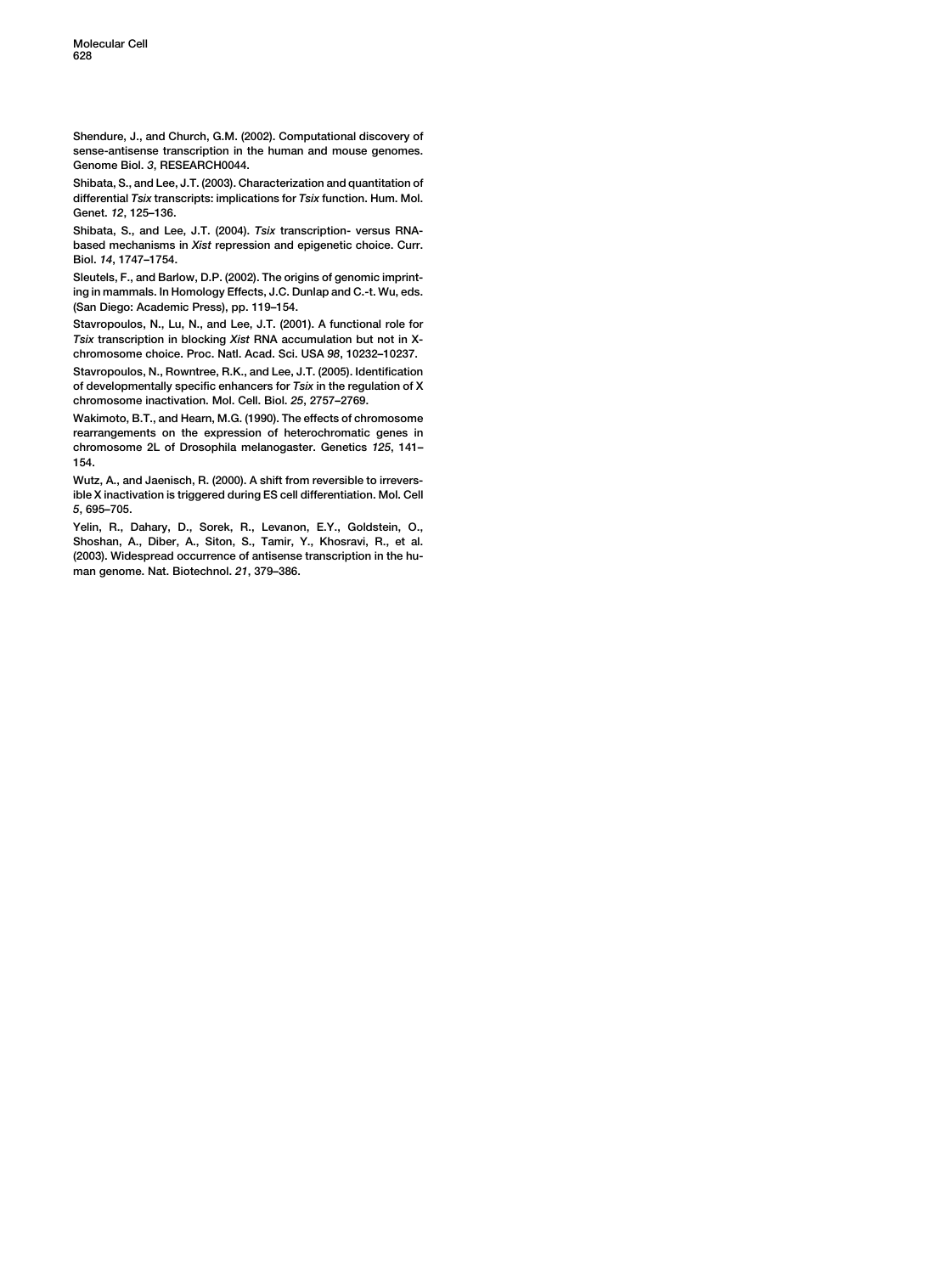Shendure, J., and Church, G.M. (2002). Computational discovery of sense-antisense transcription in the human and mouse genomes. Genome Biol. *3*, RESEARCH0044.

Shibata, S., and Lee, J.T. (2003). Characterization and quantitation of differential *Tsix* transcripts: implications for *Tsix* function. Hum. Mol. Genet. *12*, 125–136.

Shibata, S., and Lee, J.T. (2004). *Tsix* transcription- versus RNA-based mechanisms in *Xist* repression and epigenetic choice. Curr. Biol. *14*, 1747–1754.

Sleutels, F., and Barlow, D.P. (2002). The origins of genomic imprinting in mammals. In Homology Effects, J.C. Dunlap and C.-t. Wu, eds. (San Diego: Academic Press), pp. 119–154.

Stavropoulos, N., Lu, N., and Lee, J.T. (2001). A functional role for *Tsix* transcription in blocking *Xist* RNA accumulation but not in X-chromosome choice. Proc. Natl. Acad. Sci. USA *98*, 10232–10237.

Stavropoulos, N., Rowntree, R.K., and Lee, J.T. (2005). Identification of developmentally specific enhancers for *Tsix* in the regulation of X chromosome inactivation. Mol. Cell. Biol. *25*, 2757–2769.

Wakimoto, B.T., and Hearn, M.G. (1990). The effects of chromosome rearrangements on the expression of heterochromatic genes in chromosome 2L of Drosophila melanogaster. Genetics *125*, 141–154.

Wutz, A., and Jaenisch, R. (2000). A shift from reversible to irreversible X inactivation is triggered during ES cell differentiation. Mol. Cell *5*, 695–705.

Yelin, R., Dahary, D., Sorek, R., Levanon, E.Y., Goldstein, O., Shoshan, A., Diber, A., Siton, S., Tamir, Y., Khosravi, R., et al. (2003). Widespread occurrence of antisense transcription in the human genome. Nat. Biotechnol. *21*, 379–386.